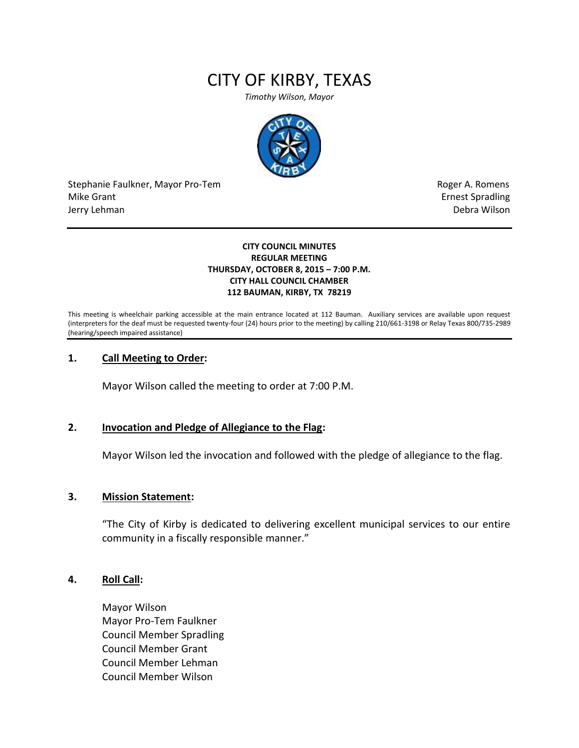# CITY OF KIRBY, TEXAS

*Timothy Wilson, Mayor*

Stephanie Faulkner, Mayor Pro-Tem
Mike Grant
Jerry Lehman

Roger A. Romens
Ernest Spradling
Debra Wilson

---

**CITY COUNCIL MINUTES**
**REGULAR MEETING**
**THURSDAY, OCTOBER 8, 2015 – 7:00 P.M.**
**CITY HALL COUNCIL CHAMBER**
**112 BAUMAN, KIRBY, TX 78219**

This meeting is wheelchair parking accessible at the main entrance located at 112 Bauman. Auxiliary services are available upon request (interpreters for the deaf must be requested twenty-four (24) hours prior to the meeting) by calling 210/661-3198 or Relay Texas 800/735-2989 (hearing/speech impaired assistance)

---

## 1. Call Meeting to Order:

Mayor Wilson called the meeting to order at 7:00 P.M.

## 2. Invocation and Pledge of Allegiance to the Flag:

Mayor Wilson led the invocation and followed with the pledge of allegiance to the flag.

## 3. Mission Statement:

"The City of Kirby is dedicated to delivering excellent municipal services to our entire community in a fiscally responsible manner."

## 4. Roll Call:

Mayor Wilson
Mayor Pro-Tem Faulkner
Council Member Spradling
Council Member Grant
Council Member Lehman
Council Member Wilson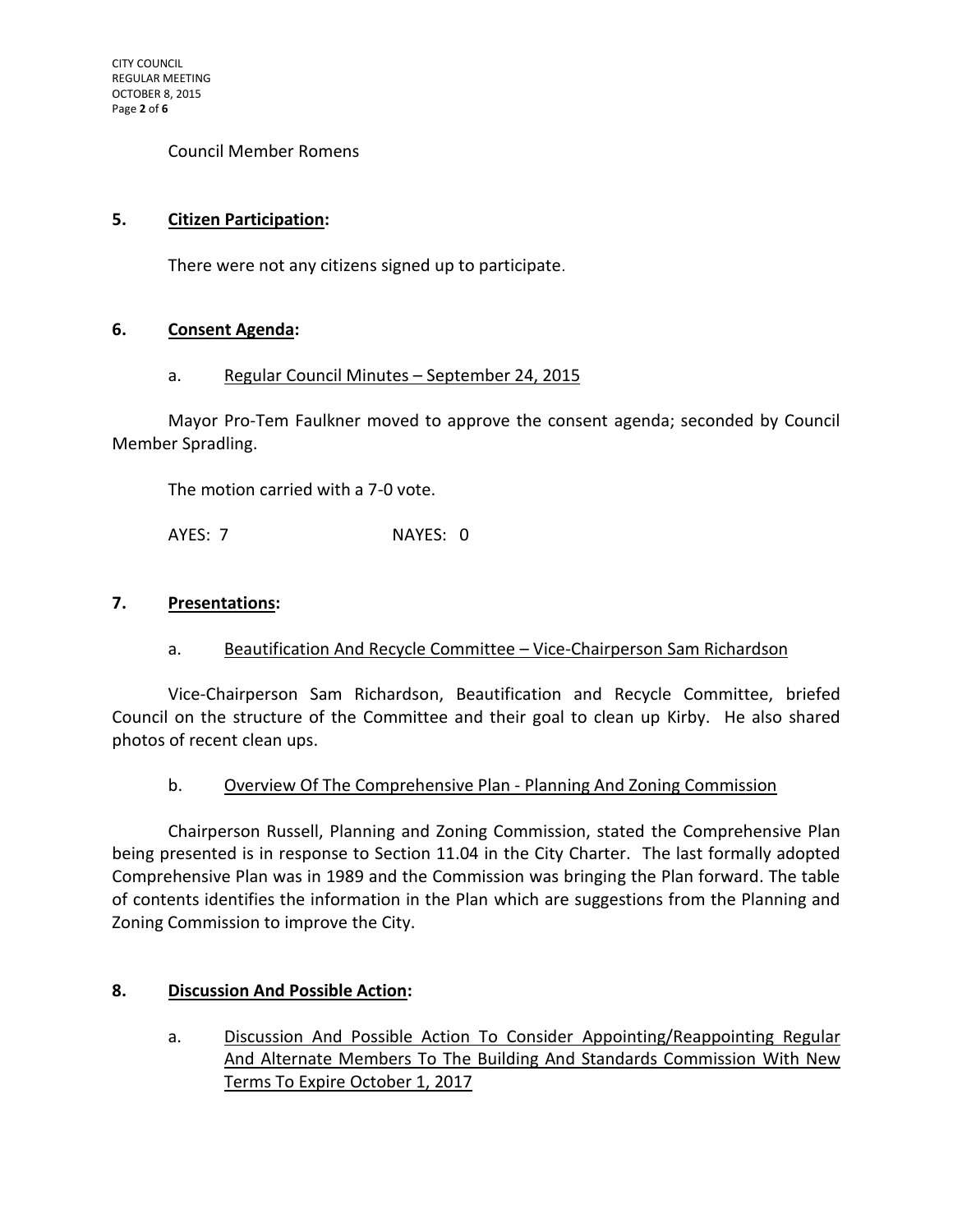Council Member Romens

## 5. Citizen Participation:

There were not any citizens signed up to participate.

## 6. Consent Agenda:

a. Regular Council Minutes – September 24, 2015

Mayor Pro-Tem Faulkner moved to approve the consent agenda; seconded by Council Member Spradling.

The motion carried with a 7-0 vote.

AYES: 7 NAYES: 0

## 7. Presentations:

a. Beautification And Recycle Committee – Vice-Chairperson Sam Richardson

Vice-Chairperson Sam Richardson, Beautification and Recycle Committee, briefed Council on the structure of the Committee and their goal to clean up Kirby. He also shared photos of recent clean ups.

b. Overview Of The Comprehensive Plan - Planning And Zoning Commission

Chairperson Russell, Planning and Zoning Commission, stated the Comprehensive Plan being presented is in response to Section 11.04 in the City Charter. The last formally adopted Comprehensive Plan was in 1989 and the Commission was bringing the Plan forward. The table of contents identifies the information in the Plan which are suggestions from the Planning and Zoning Commission to improve the City.

## 8. Discussion And Possible Action:

a. Discussion And Possible Action To Consider Appointing/Reappointing Regular And Alternate Members To The Building And Standards Commission With New Terms To Expire October 1, 2017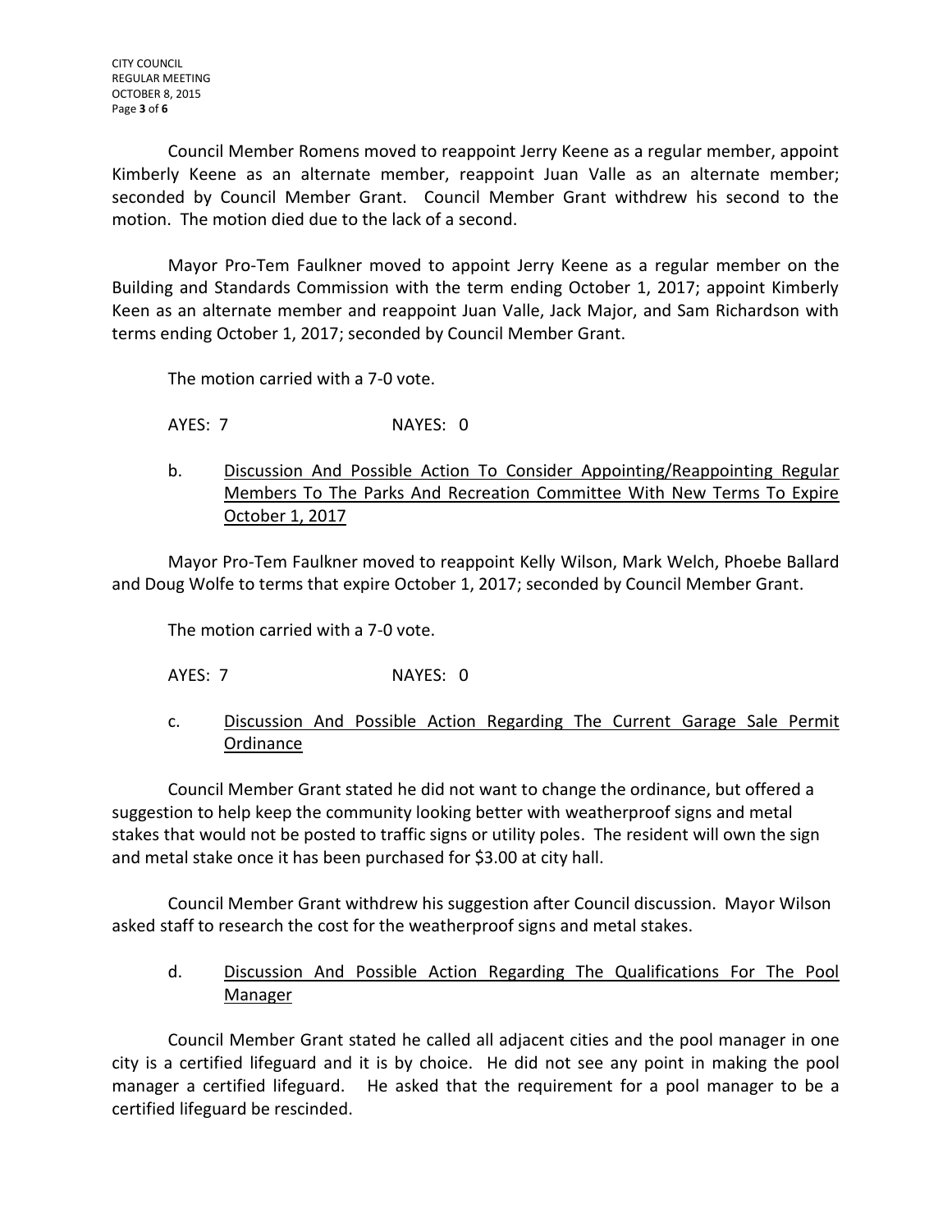Council Member Romens moved to reappoint Jerry Keene as a regular member, appoint Kimberly Keene as an alternate member, reappoint Juan Valle as an alternate member; seconded by Council Member Grant. Council Member Grant withdrew his second to the motion. The motion died due to the lack of a second.

Mayor Pro-Tem Faulkner moved to appoint Jerry Keene as a regular member on the Building and Standards Commission with the term ending October 1, 2017; appoint Kimberly Keen as an alternate member and reappoint Juan Valle, Jack Major, and Sam Richardson with terms ending October 1, 2017; seconded by Council Member Grant.

The motion carried with a 7-0 vote.

AYES: 7 NAYES: 0

b. <u>Discussion And Possible Action To Consider Appointing/Reappointing Regular Members To The Parks And Recreation Committee With New Terms To Expire October 1, 2017</u>

Mayor Pro-Tem Faulkner moved to reappoint Kelly Wilson, Mark Welch, Phoebe Ballard and Doug Wolfe to terms that expire October 1, 2017; seconded by Council Member Grant.

The motion carried with a 7-0 vote.

AYES: 7 NAYES: 0

c. <u>Discussion And Possible Action Regarding The Current Garage Sale Permit Ordinance</u>

Council Member Grant stated he did not want to change the ordinance, but offered a suggestion to help keep the community looking better with weatherproof signs and metal stakes that would not be posted to traffic signs or utility poles. The resident will own the sign and metal stake once it has been purchased for $3.00 at city hall.

Council Member Grant withdrew his suggestion after Council discussion. Mayor Wilson asked staff to research the cost for the weatherproof signs and metal stakes.

d. <u>Discussion And Possible Action Regarding The Qualifications For The Pool Manager</u>

Council Member Grant stated he called all adjacent cities and the pool manager in one city is a certified lifeguard and it is by choice. He did not see any point in making the pool manager a certified lifeguard. He asked that the requirement for a pool manager to be a certified lifeguard be rescinded.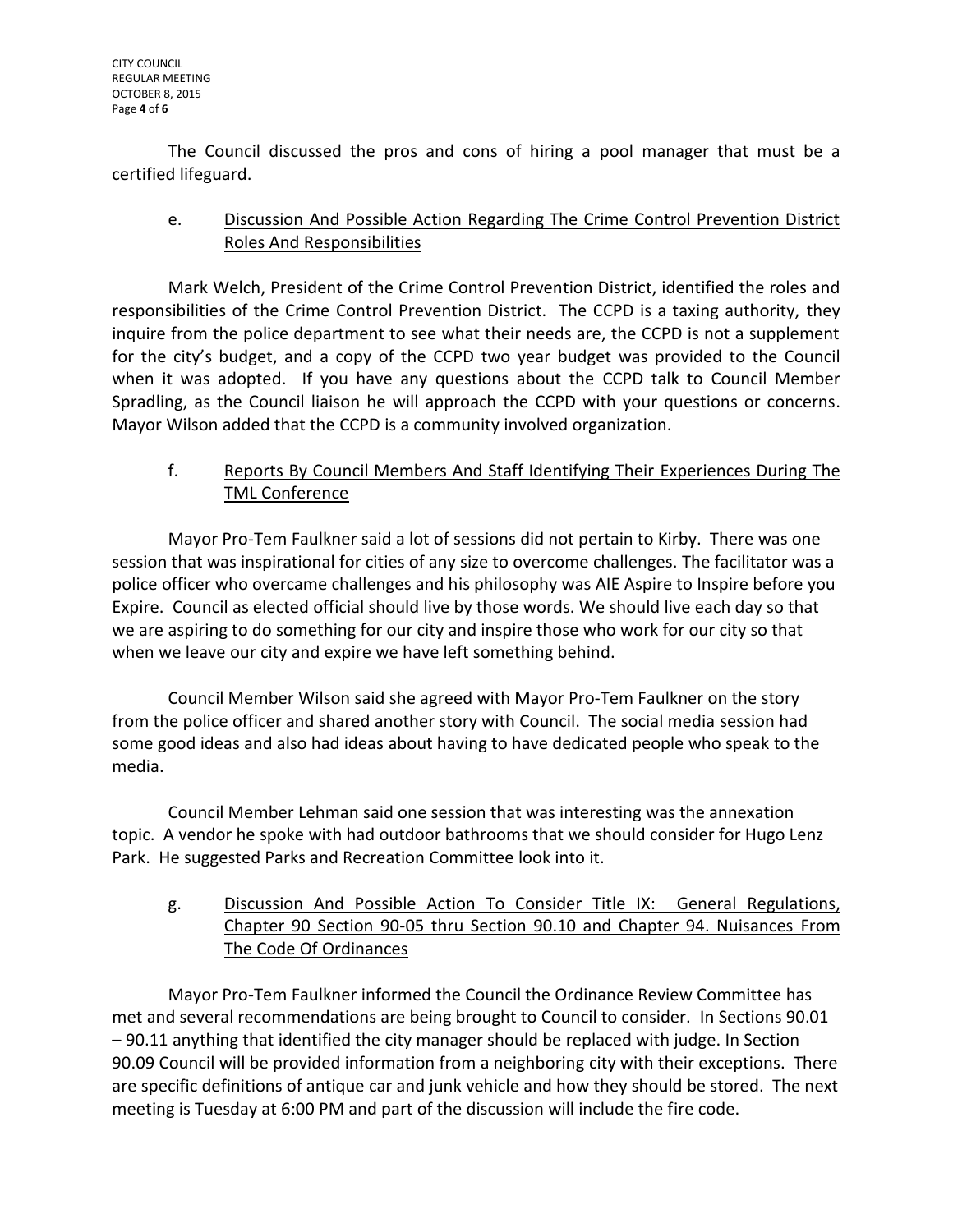The Council discussed the pros and cons of hiring a pool manager that must be a certified lifeguard.

e. Discussion And Possible Action Regarding The Crime Control Prevention District Roles And Responsibilities

Mark Welch, President of the Crime Control Prevention District, identified the roles and responsibilities of the Crime Control Prevention District. The CCPD is a taxing authority, they inquire from the police department to see what their needs are, the CCPD is not a supplement for the city's budget, and a copy of the CCPD two year budget was provided to the Council when it was adopted. If you have any questions about the CCPD talk to Council Member Spradling, as the Council liaison he will approach the CCPD with your questions or concerns. Mayor Wilson added that the CCPD is a community involved organization.

f. Reports By Council Members And Staff Identifying Their Experiences During The TML Conference

Mayor Pro-Tem Faulkner said a lot of sessions did not pertain to Kirby. There was one session that was inspirational for cities of any size to overcome challenges. The facilitator was a police officer who overcame challenges and his philosophy was AIE Aspire to Inspire before you Expire. Council as elected official should live by those words. We should live each day so that we are aspiring to do something for our city and inspire those who work for our city so that when we leave our city and expire we have left something behind.

Council Member Wilson said she agreed with Mayor Pro-Tem Faulkner on the story from the police officer and shared another story with Council. The social media session had some good ideas and also had ideas about having to have dedicated people who speak to the media.

Council Member Lehman said one session that was interesting was the annexation topic. A vendor he spoke with had outdoor bathrooms that we should consider for Hugo Lenz Park. He suggested Parks and Recreation Committee look into it.

g. Discussion And Possible Action To Consider Title IX: General Regulations, Chapter 90 Section 90-05 thru Section 90.10 and Chapter 94. Nuisances From The Code Of Ordinances

Mayor Pro-Tem Faulkner informed the Council the Ordinance Review Committee has met and several recommendations are being brought to Council to consider. In Sections 90.01 – 90.11 anything that identified the city manager should be replaced with judge. In Section 90.09 Council will be provided information from a neighboring city with their exceptions. There are specific definitions of antique car and junk vehicle and how they should be stored. The next meeting is Tuesday at 6:00 PM and part of the discussion will include the fire code.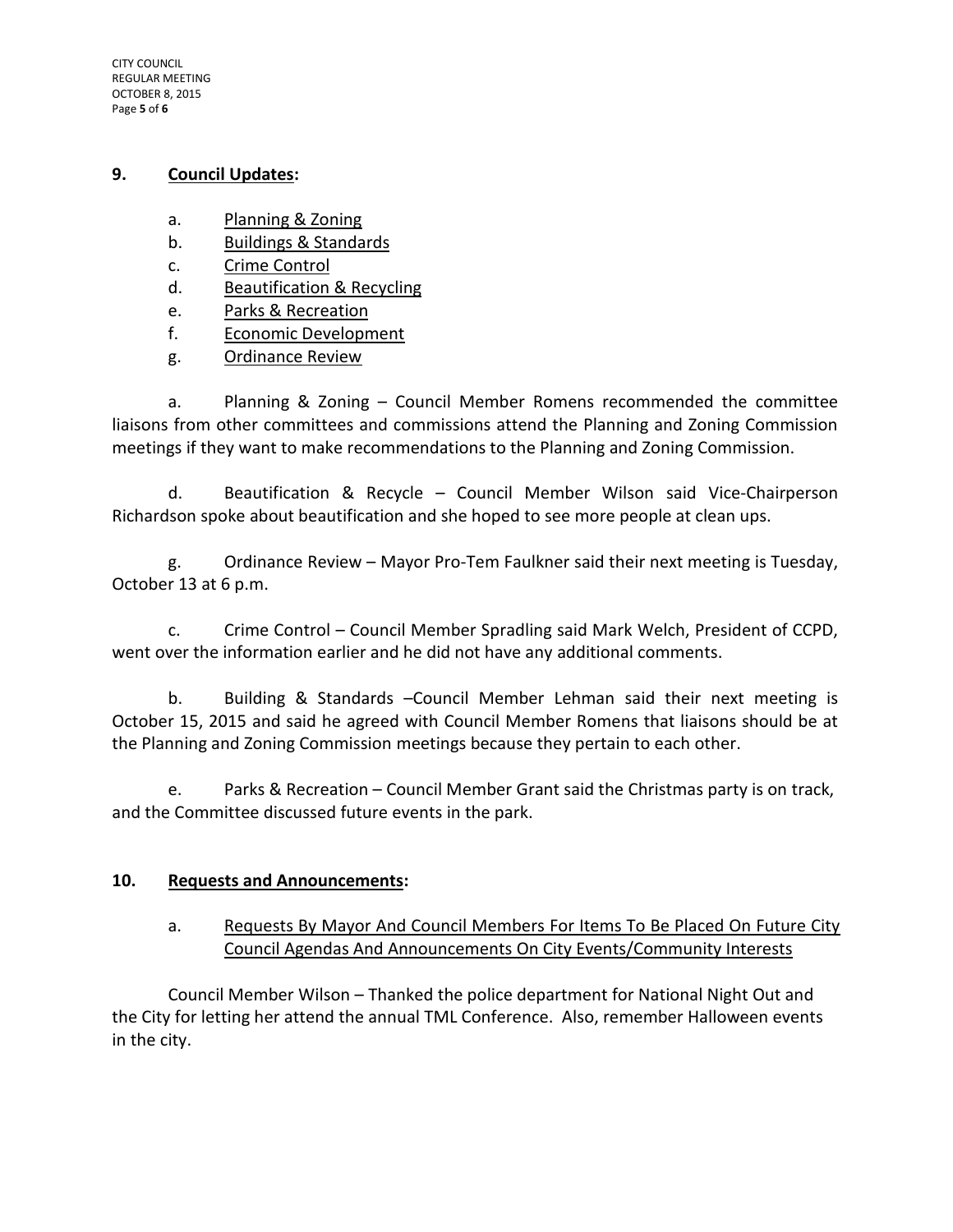**9. Council Updates:**

a. Planning & Zoning
b. Buildings & Standards
c. Crime Control
d. Beautification & Recycling
e. Parks & Recreation
f. Economic Development
g. Ordinance Review

a. Planning & Zoning – Council Member Romens recommended the committee liaisons from other committees and commissions attend the Planning and Zoning Commission meetings if they want to make recommendations to the Planning and Zoning Commission.

d. Beautification & Recycle – Council Member Wilson said Vice-Chairperson Richardson spoke about beautification and she hoped to see more people at clean ups.

g. Ordinance Review – Mayor Pro-Tem Faulkner said their next meeting is Tuesday, October 13 at 6 p.m.

c. Crime Control – Council Member Spradling said Mark Welch, President of CCPD, went over the information earlier and he did not have any additional comments.

b. Building & Standards –Council Member Lehman said their next meeting is October 15, 2015 and said he agreed with Council Member Romens that liaisons should be at the Planning and Zoning Commission meetings because they pertain to each other.

e. Parks & Recreation – Council Member Grant said the Christmas party is on track, and the Committee discussed future events in the park.

**10. Requests and Announcements:**

a. Requests By Mayor And Council Members For Items To Be Placed On Future City Council Agendas And Announcements On City Events/Community Interests

Council Member Wilson – Thanked the police department for National Night Out and the City for letting her attend the annual TML Conference. Also, remember Halloween events in the city.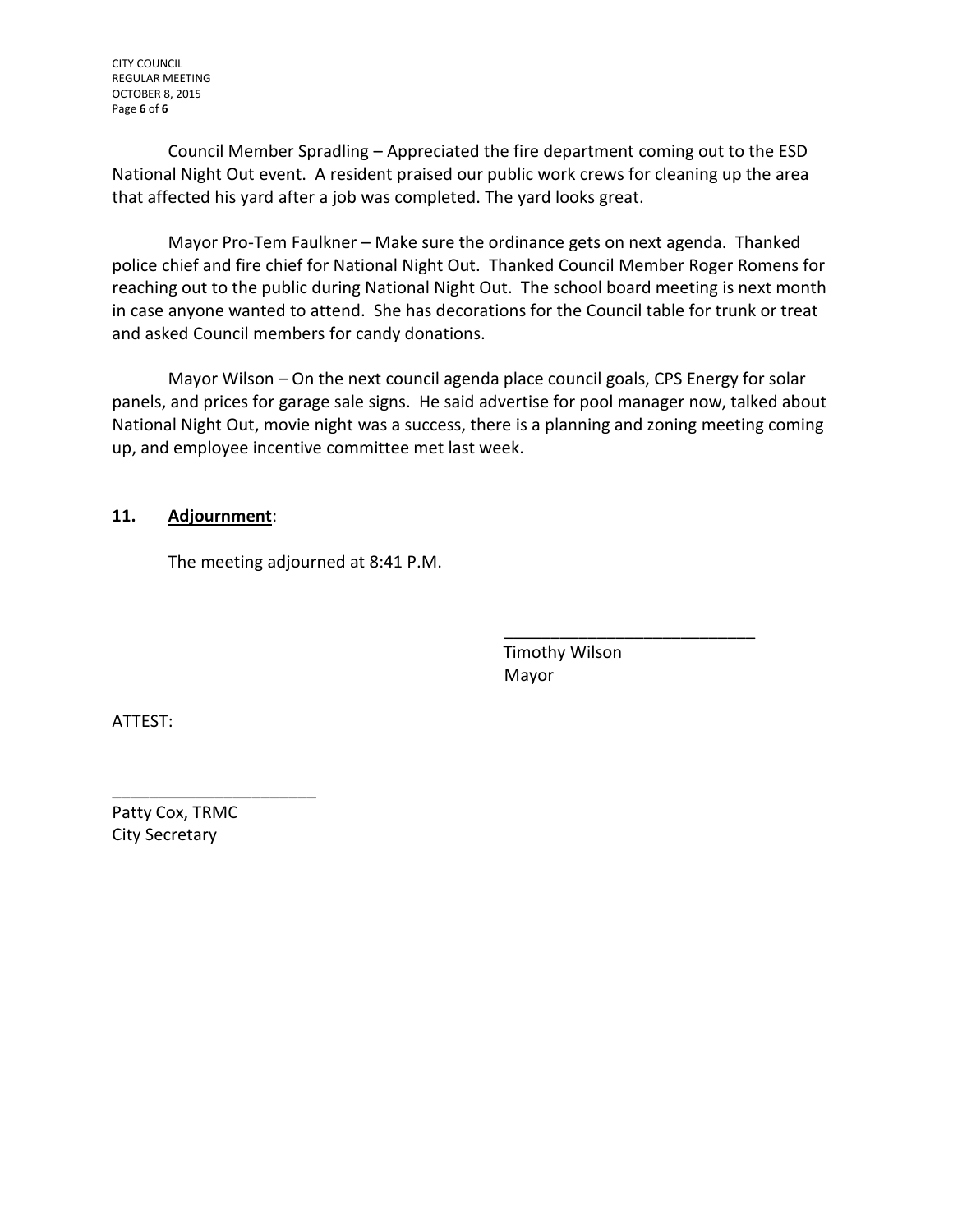Council Member Spradling – Appreciated the fire department coming out to the ESD National Night Out event. A resident praised our public work crews for cleaning up the area that affected his yard after a job was completed. The yard looks great.

Mayor Pro-Tem Faulkner – Make sure the ordinance gets on next agenda. Thanked police chief and fire chief for National Night Out. Thanked Council Member Roger Romens for reaching out to the public during National Night Out. The school board meeting is next month in case anyone wanted to attend. She has decorations for the Council table for trunk or treat and asked Council members for candy donations.

Mayor Wilson – On the next council agenda place council goals, CPS Energy for solar panels, and prices for garage sale signs. He said advertise for pool manager now, talked about National Night Out, movie night was a success, there is a planning and zoning meeting coming up, and employee incentive committee met last week.

**11. Adjournment**:

The meeting adjourned at 8:41 P.M.

\_\_\_\_\_\_\_\_\_\_\_\_\_\_\_\_\_\_\_\_\_\_\_\_\_\_\_
Timothy Wilson
Mayor

ATTEST:

\_\_\_\_\_\_\_\_\_\_\_\_\_\_\_\_\_\_\_\_\_\_
Patty Cox, TRMC
City Secretary